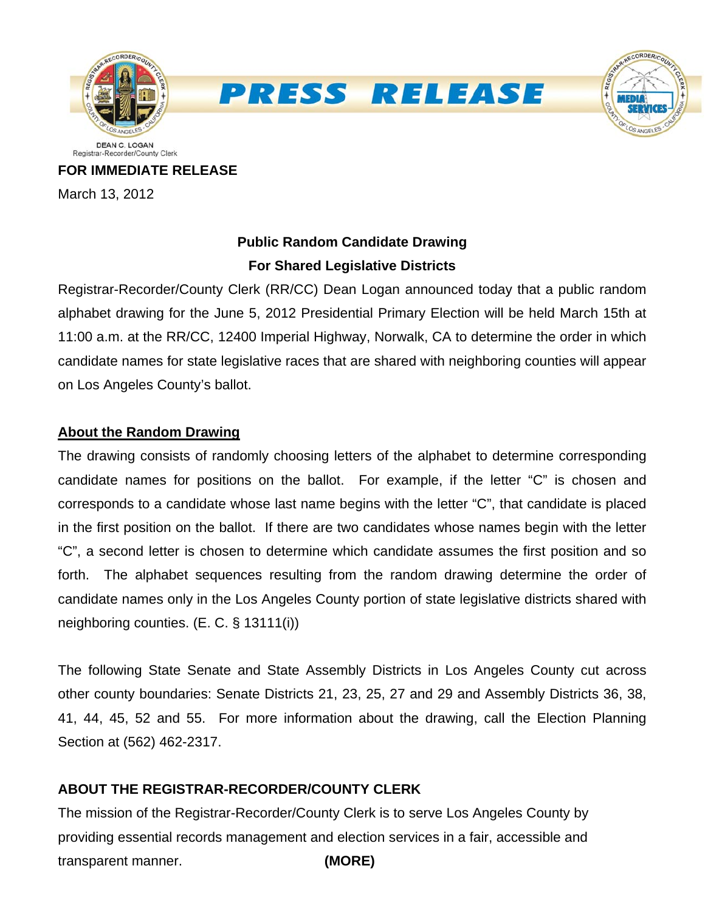# PRESS RELEASE

DEAN C. LOGAN
Registrar-Recorder/County Clerk

**FOR IMMEDIATE RELEASE**

March 13, 2012

### Public Random Candidate Drawing For Shared Legislative Districts

Registrar-Recorder/County Clerk (RR/CC) Dean Logan announced today that a public random alphabet drawing for the June 5, 2012 Presidential Primary Election will be held March 15th at 11:00 a.m. at the RR/CC, 12400 Imperial Highway, Norwalk, CA to determine the order in which candidate names for state legislative races that are shared with neighboring counties will appear on Los Angeles County's ballot.

## About the Random Drawing

The drawing consists of randomly choosing letters of the alphabet to determine corresponding candidate names for positions on the ballot. For example, if the letter "C" is chosen and corresponds to a candidate whose last name begins with the letter "C", that candidate is placed in the first position on the ballot. If there are two candidates whose names begin with the letter "C", a second letter is chosen to determine which candidate assumes the first position and so forth. The alphabet sequences resulting from the random drawing determine the order of candidate names only in the Los Angeles County portion of state legislative districts shared with neighboring counties. (E. C. § 13111(i))

The following State Senate and State Assembly Districts in Los Angeles County cut across other county boundaries: Senate Districts 21, 23, 25, 27 and 29 and Assembly Districts 36, 38, 41, 44, 45, 52 and 55. For more information about the drawing, call the Election Planning Section at (562) 462-2317.

## ABOUT THE REGISTRAR-RECORDER/COUNTY CLERK

The mission of the Registrar-Recorder/County Clerk is to serve Los Angeles County by providing essential records management and election services in a fair, accessible and transparent manner.

**(MORE)**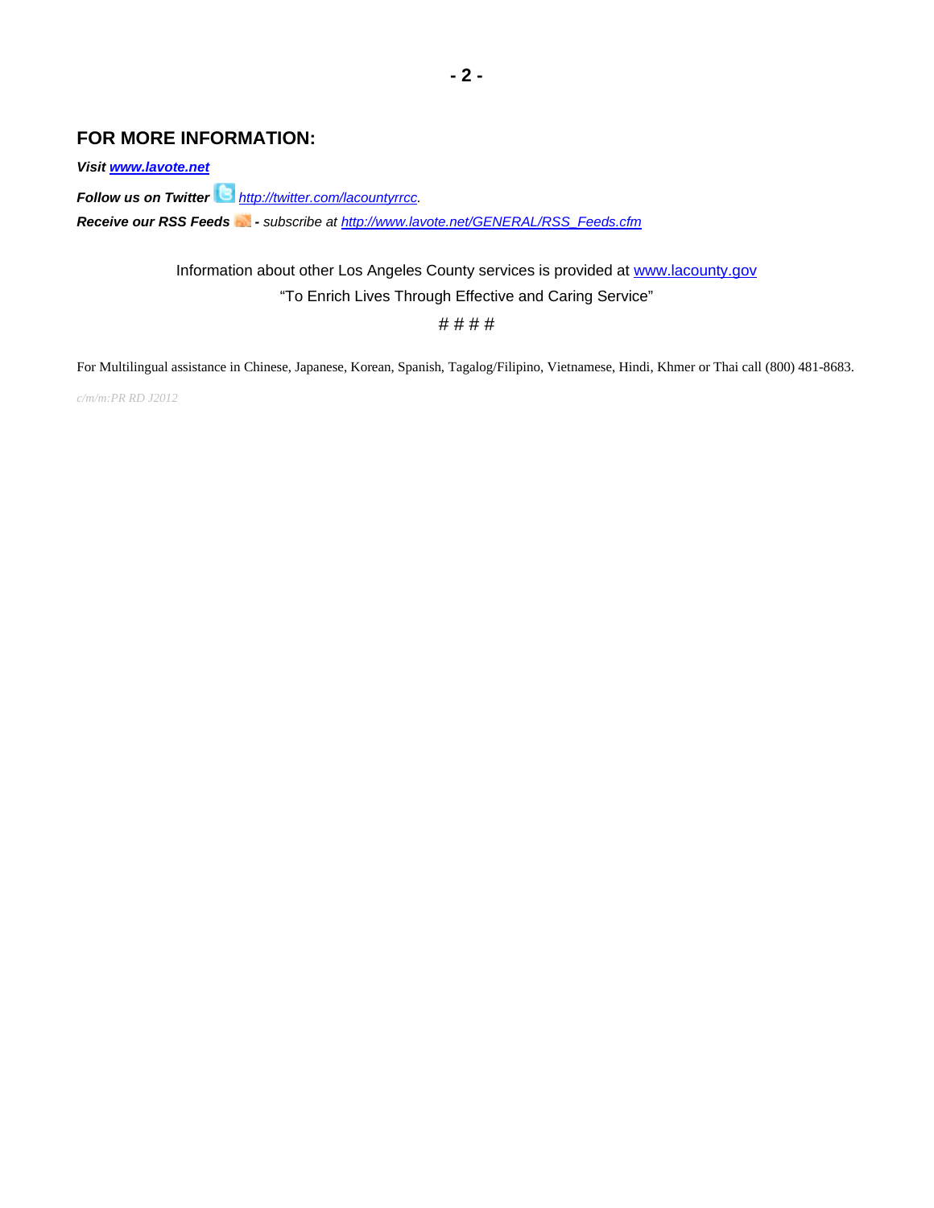## FOR MORE INFORMATION:

***Visit [www.lavote.net](http://www.lavote.net)***

***Follow us on Twitter*** *[http://twitter.com/lacountyrrcc](http://twitter.com/lacountyrrcc).*

***Receive our RSS Feeds*** **-** *subscribe at [http://www.lavote.net/GENERAL/RSS_Feeds.cfm](http://www.lavote.net/GENERAL/RSS_Feeds.cfm)*

Information about other Los Angeles County services is provided at [www.lacounty.gov](http://www.lacounty.gov)

"To Enrich Lives Through Effective and Caring Service"

# # # #

For Multilingual assistance in Chinese, Japanese, Korean, Spanish, Tagalog/Filipino, Vietnamese, Hindi, Khmer or Thai call (800) 481-8683.

*c/m/m:PR RD J2012*